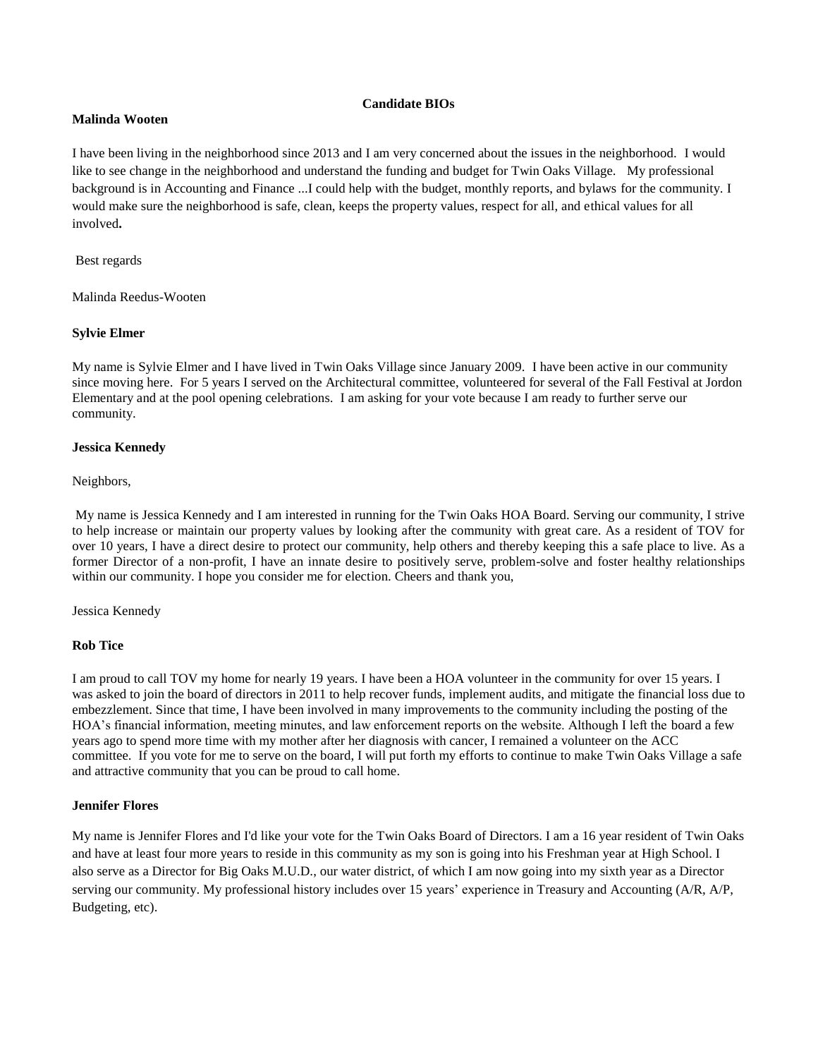# Candidate BIOs

**Malinda Wooten**

I have been living in the neighborhood since 2013 and I am very concerned about the issues in the neighborhood. I would like to see change in the neighborhood and understand the funding and budget for Twin Oaks Village. My professional background is in Accounting and Finance ...I could help with the budget, monthly reports, and bylaws for the community. I would make sure the neighborhood is safe, clean, keeps the property values, respect for all, and ethical values for all involved**.**

Best regards

Malinda Reedus-Wooten

**Sylvie Elmer**

My name is Sylvie Elmer and I have lived in Twin Oaks Village since January 2009. I have been active in our community since moving here. For 5 years I served on the Architectural committee, volunteered for several of the Fall Festival at Jordon Elementary and at the pool opening celebrations. I am asking for your vote because I am ready to further serve our community.

**Jessica Kennedy**

Neighbors,

My name is Jessica Kennedy and I am interested in running for the Twin Oaks HOA Board. Serving our community, I strive to help increase or maintain our property values by looking after the community with great care. As a resident of TOV for over 10 years, I have a direct desire to protect our community, help others and thereby keeping this a safe place to live. As a former Director of a non-profit, I have an innate desire to positively serve, problem-solve and foster healthy relationships within our community. I hope you consider me for election. Cheers and thank you,

Jessica Kennedy

**Rob Tice**

I am proud to call TOV my home for nearly 19 years. I have been a HOA volunteer in the community for over 15 years. I was asked to join the board of directors in 2011 to help recover funds, implement audits, and mitigate the financial loss due to embezzlement. Since that time, I have been involved in many improvements to the community including the posting of the HOA's financial information, meeting minutes, and law enforcement reports on the website. Although I left the board a few years ago to spend more time with my mother after her diagnosis with cancer, I remained a volunteer on the ACC committee. If you vote for me to serve on the board, I will put forth my efforts to continue to make Twin Oaks Village a safe and attractive community that you can be proud to call home.

**Jennifer Flores**

My name is Jennifer Flores and I'd like your vote for the Twin Oaks Board of Directors. I am a 16 year resident of Twin Oaks and have at least four more years to reside in this community as my son is going into his Freshman year at High School. I also serve as a Director for Big Oaks M.U.D., our water district, of which I am now going into my sixth year as a Director serving our community. My professional history includes over 15 years' experience in Treasury and Accounting (A/R, A/P, Budgeting, etc).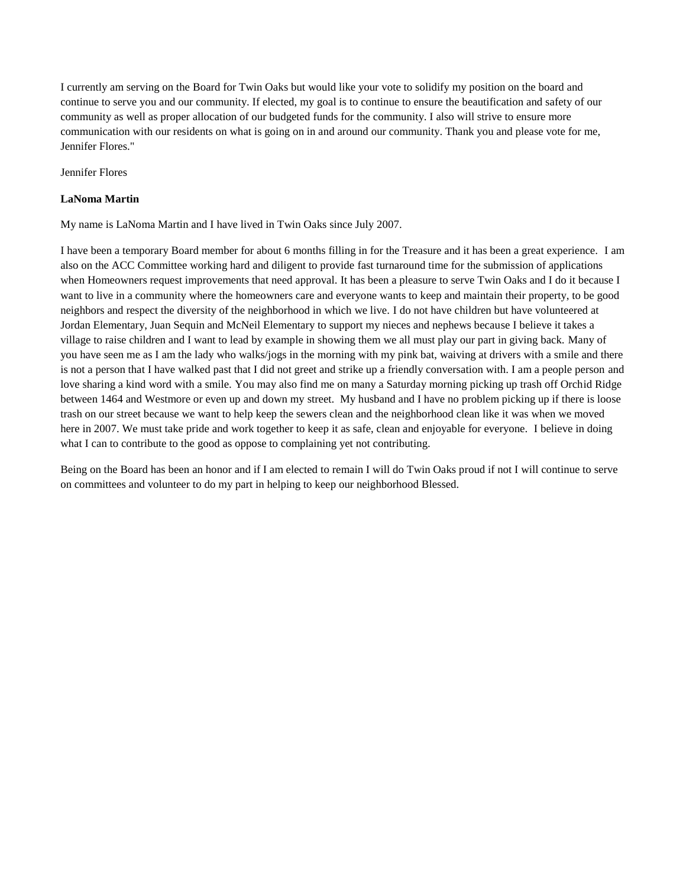I currently am serving on the Board for Twin Oaks but would like your vote to solidify my position on the board and continue to serve you and our community. If elected, my goal is to continue to ensure the beautification and safety of our community as well as proper allocation of our budgeted funds for the community. I also will strive to ensure more communication with our residents on what is going on in and around our community. Thank you and please vote for me, Jennifer Flores."

Jennifer Flores

**LaNoma Martin**

My name is LaNoma Martin and I have lived in Twin Oaks since July 2007.

I have been a temporary Board member for about 6 months filling in for the Treasure and it has been a great experience. I am also on the ACC Committee working hard and diligent to provide fast turnaround time for the submission of applications when Homeowners request improvements that need approval. It has been a pleasure to serve Twin Oaks and I do it because I want to live in a community where the homeowners care and everyone wants to keep and maintain their property, to be good neighbors and respect the diversity of the neighborhood in which we live. I do not have children but have volunteered at Jordan Elementary, Juan Sequin and McNeil Elementary to support my nieces and nephews because I believe it takes a village to raise children and I want to lead by example in showing them we all must play our part in giving back. Many of you have seen me as I am the lady who walks/jogs in the morning with my pink bat, waiving at drivers with a smile and there is not a person that I have walked past that I did not greet and strike up a friendly conversation with. I am a people person and love sharing a kind word with a smile. You may also find me on many a Saturday morning picking up trash off Orchid Ridge between 1464 and Westmore or even up and down my street. My husband and I have no problem picking up if there is loose trash on our street because we want to help keep the sewers clean and the neighborhood clean like it was when we moved here in 2007. We must take pride and work together to keep it as safe, clean and enjoyable for everyone. I believe in doing what I can to contribute to the good as oppose to complaining yet not contributing.

Being on the Board has been an honor and if I am elected to remain I will do Twin Oaks proud if not I will continue to serve on committees and volunteer to do my part in helping to keep our neighborhood Blessed.